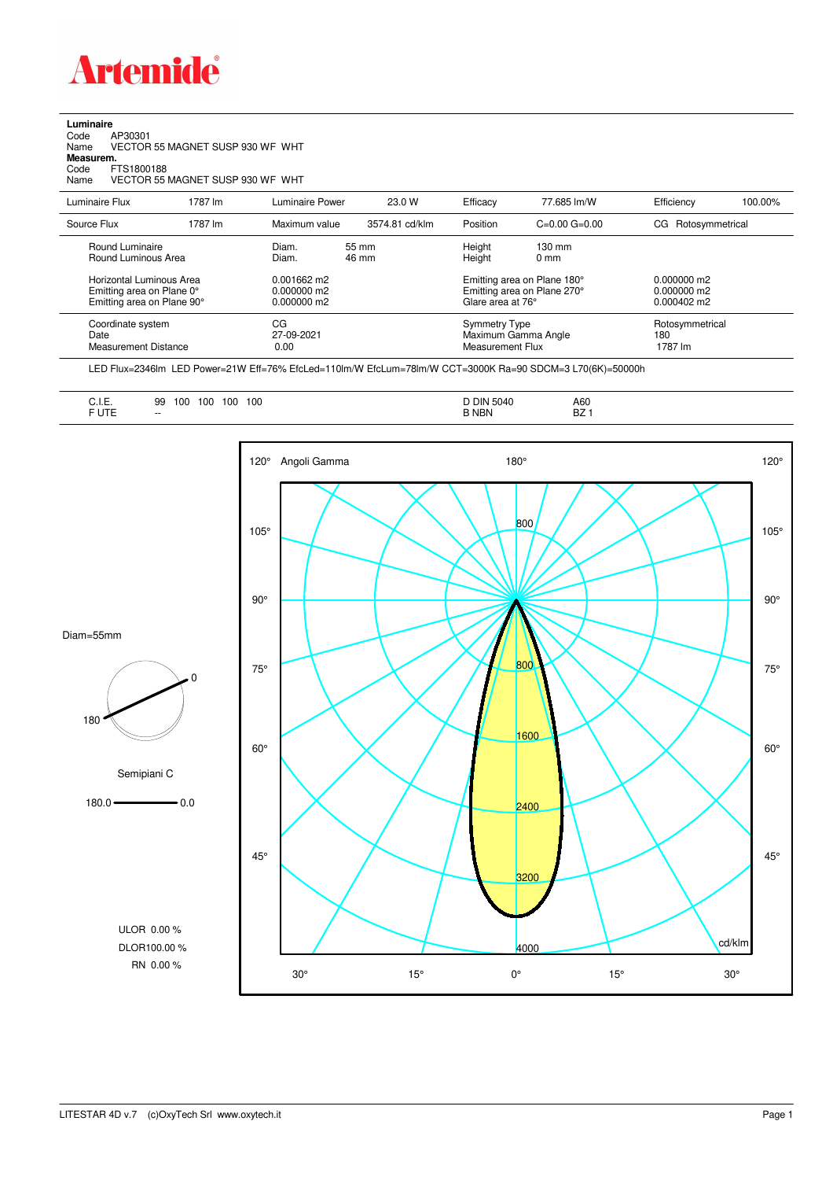**Artemide**

**Luminaire**
Code AP30301
Name VECTOR 55 MAGNET SUSP 930 WF WHT
**Measurem.**
Code FTS1800188
Name VECTOR 55 MAGNET SUSP 930 WF WHT

| Luminaire Flux | 1787 lm | Luminaire Power | 23.0 W | Efficacy | 77.685 lm/W | Efficiency | 100.00% |
|---|---|---|---|---|---|---|---|
| Source Flux | 1787 lm | Maximum value | 3574.81 cd/klm | Position | C=0.00 G=0.00 | CG Rotosymmetrical | |

| | | | | | |
|---|---|---|---|---|---|
| Round Luminaire | Diam. | 55 mm | Height | 130 mm | |
| Round Luminous Area | Diam. | 46 mm | Height | 0 mm | |
| Horizontal Luminous Area | 0.001662 m2 | | Emitting area on Plane 180° | | 0.000000 m2 |
| Emitting area on Plane 0° | 0.000000 m2 | | Emitting area on Plane 270° | | 0.000000 m2 |
| Emitting area on Plane 90° | 0.000000 m2 | | Glare area at 76° | | 0.000402 m2 |
| Coordinate system | CG | | Symmetry Type | | Rotosymmetrical |
| Date | 27-09-2021 | | Maximum Gamma Angle | | 180 |
| Measurement Distance | 0.00 | | Measurement Flux | | 1787 lm |

LED Flux=2346lm LED Power=21W Eff=76% EfcLed=110lm/W EfcLum=78lm/W CCT=3000K Ra=90 SDCM=3 L70(6K)=50000h

| | | | |
|---|---|---|---|
| C.I.E. | 99 100 100 100 100 | D DIN 5040 | A60 |
| F UTE | -- | B NBN | BZ 1 |

Diam=55mm

Semipiani C

180.0 — 0.0

ULOR 0.00 %
DLOR100.00 %
RN 0.00 %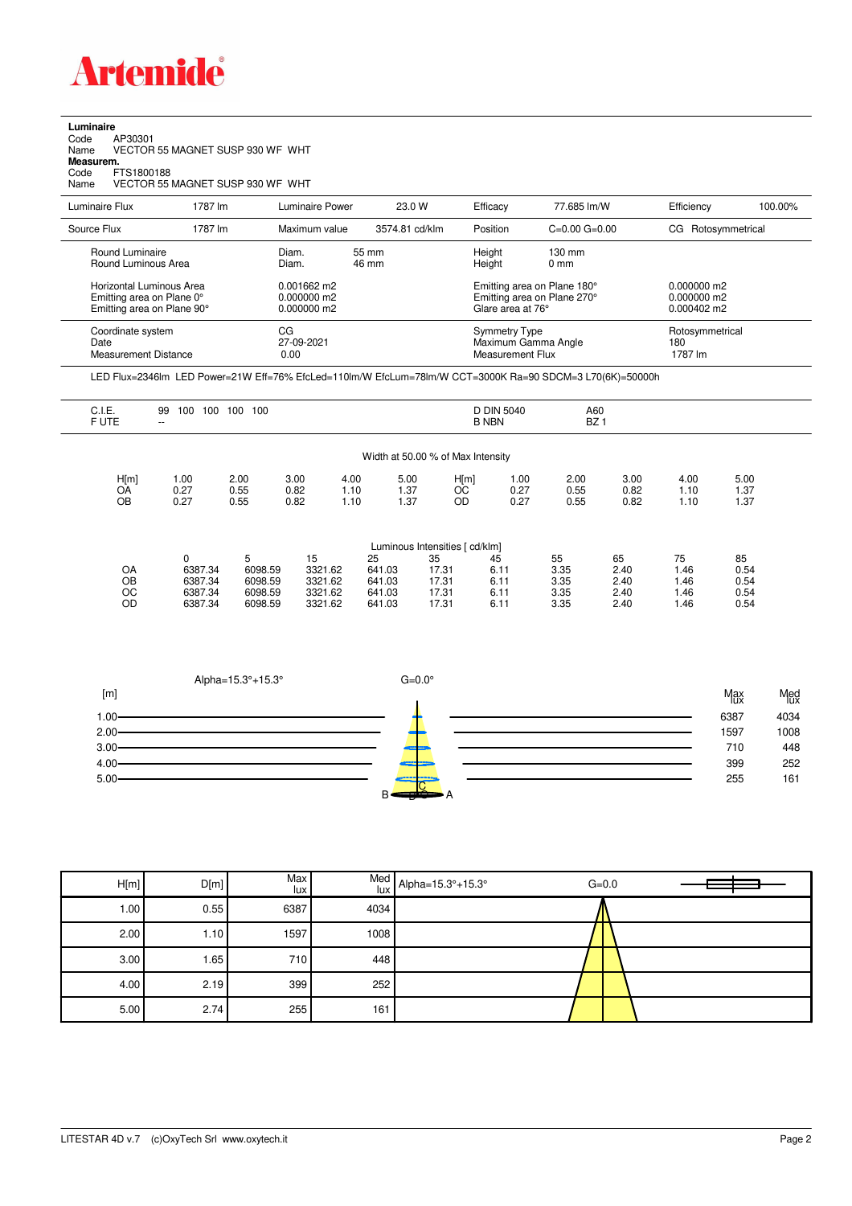Artemide

**Luminaire**
Code AP30301
Name VECTOR 55 MAGNET SUSP 930 WF WHT
**Measurem.**
Code FTS1800188
Name VECTOR 55 MAGNET SUSP 930 WF WHT

| | | | | | | | |
|---|---|---|---|---|---|---|---|
| Luminaire Flux | 1787 lm | Luminaire Power | 23.0 W | Efficacy | 77.685 lm/W | Efficiency | 100.00% |
| Source Flux | 1787 lm | Maximum value | 3574.81 cd/klm | Position | C=0.00 G=0.00 | CG | Rotosymmetrical |

| | | | | | |
|---|---|---|---|---|---|
| Round Luminaire | Diam. | 55 mm | Height | 130 mm | |
| Round Luminous Area | Diam. | 46 mm | Height | 0 mm | |
| Horizontal Luminous Area | 0.001662 m2 | | Emitting area on Plane 180° | | 0.000000 m2 |
| Emitting area on Plane 0° | 0.000000 m2 | | Emitting area on Plane 270° | | 0.000000 m2 |
| Emitting area on Plane 90° | 0.000000 m2 | | Glare area at 76° | | 0.000402 m2 |
| Coordinate system | CG | | Symmetry Type | | Rotosymmetrical |
| Date | 27-09-2021 | | Maximum Gamma Angle | | 180 |
| Measurement Distance | 0.00 | | Measurement Flux | | 1787 lm |

LED Flux=2346lm LED Power=21W Eff=76% EfcLed=110lm/W EfcLum=78lm/W CCT=3000K Ra=90 SDCM=3 L70(6K)=50000h

| | | | |
|---|---|---|---|
| C.I.E. | 99 100 100 100 100 | D DIN 5040 | A60 |
| F UTE | -- | B NBN | BZ 1 |

Width at 50.00 % of Max Intensity

| H[m] | 1.00 | 2.00 | 3.00 | 4.00 | 5.00 | H[m] | 1.00 | 2.00 | 3.00 | 4.00 | 5.00 |
|---|---|---|---|---|---|---|---|---|---|---|---|
| OA | 0.27 | 0.55 | 0.82 | 1.10 | 1.37 | OC | 0.27 | 0.55 | 0.82 | 1.10 | 1.37 |
| OB | 0.27 | 0.55 | 0.82 | 1.10 | 1.37 | OD | 0.27 | 0.55 | 0.82 | 1.10 | 1.37 |

Luminous Intensities [ cd/klm]

| | 0 | 5 | 15 | 25 | 35 | 45 | 55 | 65 | 75 | 85 |
|---|---|---|---|---|---|---|---|---|---|---|
| OA | 6387.34 | 6098.59 | 3321.62 | 641.03 | 17.31 | 6.11 | 3.35 | 2.40 | 1.46 | 0.54 |
| OB | 6387.34 | 6098.59 | 3321.62 | 641.03 | 17.31 | 6.11 | 3.35 | 2.40 | 1.46 | 0.54 |
| OC | 6387.34 | 6098.59 | 3321.62 | 641.03 | 17.31 | 6.11 | 3.35 | 2.40 | 1.46 | 0.54 |
| OD | 6387.34 | 6098.59 | 3321.62 | 641.03 | 17.31 | 6.11 | 3.35 | 2.40 | 1.46 | 0.54 |

Alpha=15.3°+15.3° G=0.0°

[m] Max lux Med lux
1.00 6387 4034
2.00 1597 1008
3.00 710 448
4.00 399 252
5.00 255 161

B C D A

| H[m] | D[m] | Max lux | Med lux | Alpha=15.3°+15.3° G=0.0 |
|---|---|---|---|---|
| 1.00 | 0.55 | 6387 | 4034 | |
| 2.00 | 1.10 | 1597 | 1008 | |
| 3.00 | 1.65 | 710 | 448 | |
| 4.00 | 2.19 | 399 | 252 | |
| 5.00 | 2.74 | 255 | 161 | |

LITESTAR 4D v.7 (c)OxyTech Srl www.oxytech.it